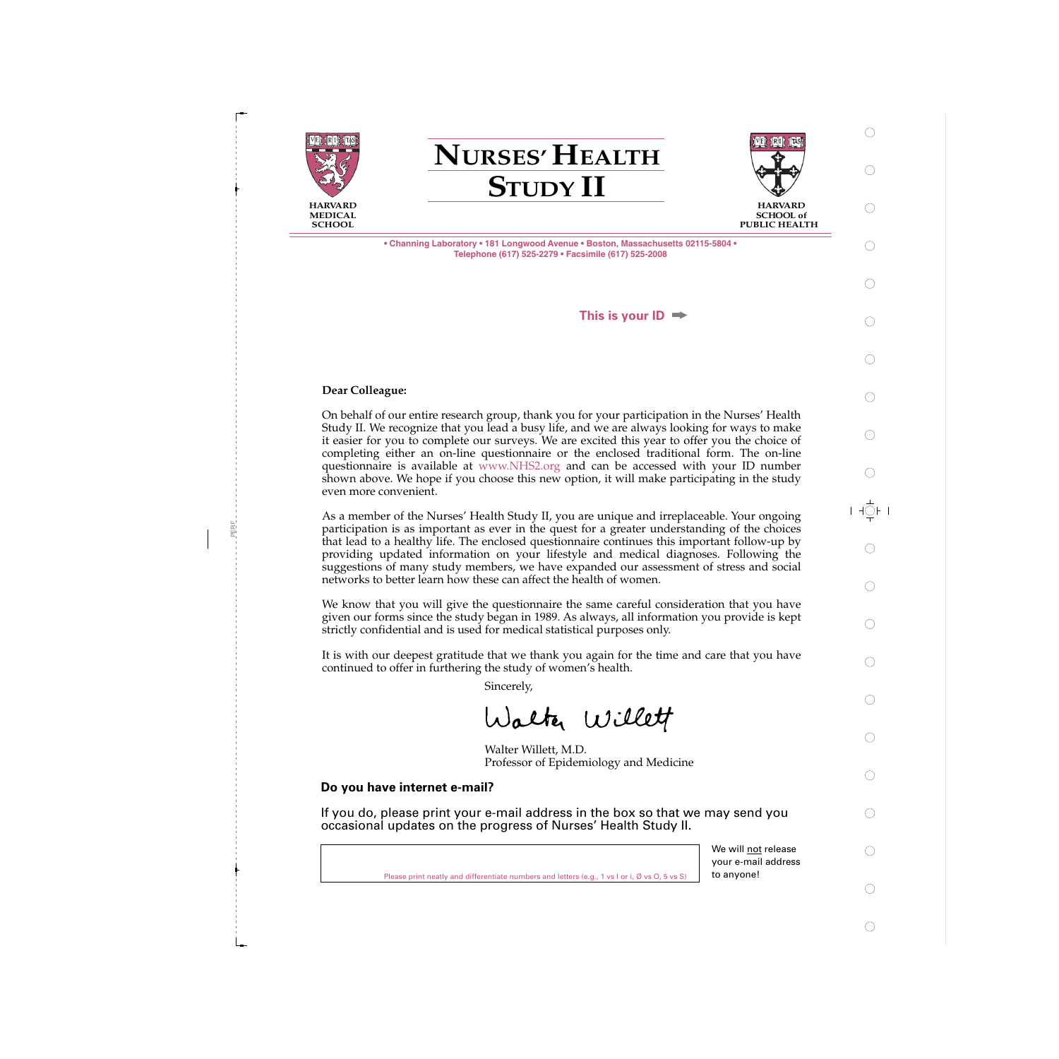HARVARD MEDICAL SCHOOL

# NURSES' HEALTH STUDY II

HARVARD SCHOOL of PUBLIC HEALTH

• Channing Laboratory • 181 Longwood Avenue • Boston, Massachusetts 02115-5804 •
Telephone (617) 525-2279 • Facsimile (617) 525-2008

**This is your ID** ➡

**Dear Colleague:**

On behalf of our entire research group, thank you for your participation in the Nurses' Health Study II. We recognize that you lead a busy life, and we are always looking for ways to make it easier for you to complete our surveys. We are excited this year to offer you the choice of completing either an on-line questionnaire or the enclosed traditional form. The on-line questionnaire is available at www.NHS2.org and can be accessed with your ID number shown above. We hope if you choose this new option, it will make participating in the study even more convenient.

As a member of the Nurses' Health Study II, you are unique and irreplaceable. Your ongoing participation is as important as ever in the quest for a greater understanding of the choices that lead to a healthy life. The enclosed questionnaire continues this important follow-up by providing updated information on your lifestyle and medical diagnoses. Following the suggestions of many study members, we have expanded our assessment of stress and social networks to better learn how these can affect the health of women.

We know that you will give the questionnaire the same careful consideration that you have given our forms since the study began in 1989. As always, all information you provide is kept strictly confidential and is used for medical statistical purposes only.

It is with our deepest gratitude that we thank you again for the time and care that you have continued to offer in furthering the study of women's health.

Sincerely,

Walter Willett

Walter Willett, M.D.
Professor of Epidemiology and Medicine

**Do you have internet e-mail?**

If you do, please print your e-mail address in the box so that we may send you occasional updates on the progress of Nurses' Health Study II.

Please print neatly and differentiate numbers and letters (e.g., 1 vs l or i, Ø vs O, 5 vs S)

We will not release your e-mail address to anyone!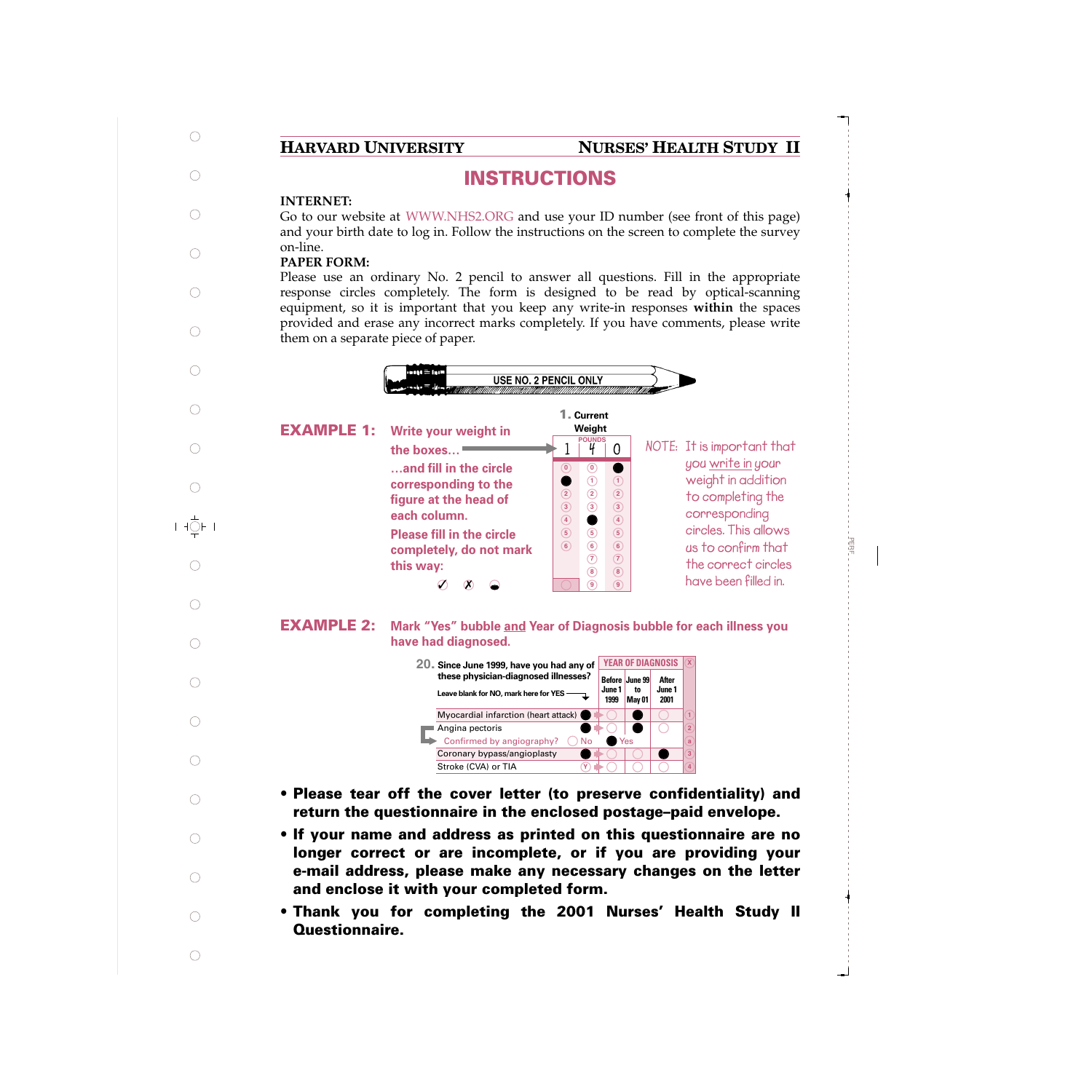**HARVARD UNIVERSITY** **NURSES' HEALTH STUDY II**

# INSTRUCTIONS

**INTERNET:**
Go to our website at WWW.NHS2.ORG and use your ID number (see front of this page) and your birth date to log in. Follow the instructions on the screen to complete the survey on-line.

**PAPER FORM:**
Please use an ordinary No. 2 pencil to answer all questions. Fill in the appropriate response circles completely. The form is designed to be read by optical-scanning equipment, so it is important that you keep any write-in responses **within** the spaces provided and erase any incorrect marks completely. If you have comments, please write them on a separate piece of paper.

USE NO. 2 PENCIL ONLY

**EXAMPLE 1:** Write your weight in the boxes… …and fill in the circle corresponding to the figure at the head of each column. Please fill in the circle completely, do not mark this way: ✓ ✗

**1. Current Weight** (POUNDS): 1 4 0

NOTE: It is important that you write in your weight in addition to completing the corresponding circles. This allows us to confirm that the correct circles have been filled in.

**EXAMPLE 2:** Mark "Yes" bubble and Year of Diagnosis bubble for each illness you have had diagnosed.

**20.** Since June 1999, have you had any of these physician-diagnosed illnesses? Leave blank for NO, mark here for YES

| | YES | Before June 1 1999 | June 99 to May 01 | After June 1 2001 |
|---|---|---|---|---|
| Myocardial infarction (heart attack) | ● | ○ | ● | ○ |
| Angina pectoris | ● | ○ | ● | ○ |
| Confirmed by angiography? ○ No ● Yes | | | | |
| Coronary bypass/angioplasty | ● | ○ | ○ | ● |
| Stroke (CVA) or TIA | ○ | ○ | ○ | ○ |

- **Please tear off the cover letter (to preserve confidentiality) and return the questionnaire in the enclosed postage–paid envelope.**
- **If your name and address as printed on this questionnaire are no longer correct or are incomplete, or if you are providing your e-mail address, please make any necessary changes on the letter and enclose it with your completed form.**
- **Thank you for completing the 2001 Nurses' Health Study II Questionnaire.**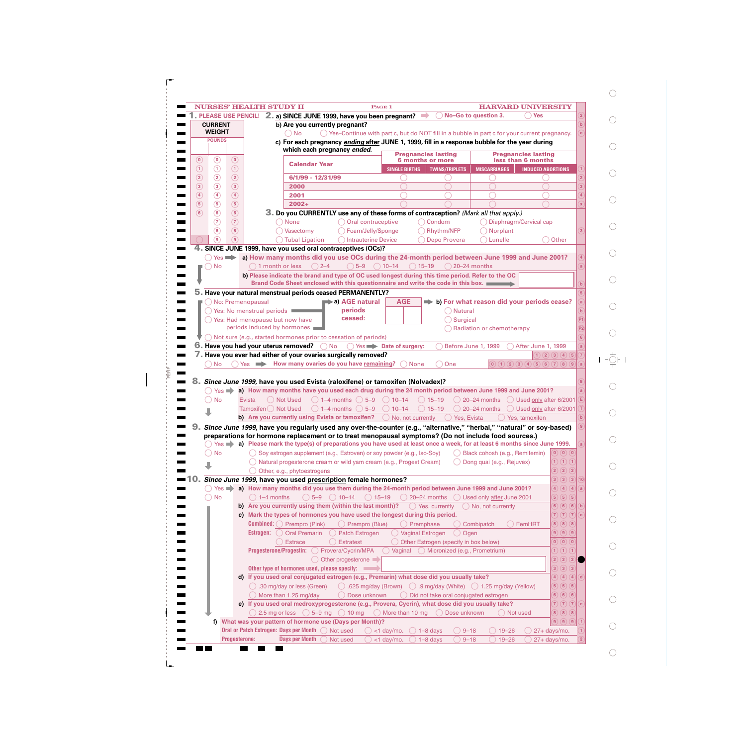NURSES' HEALTH STUDY II — PAGE 1 — HARVARD UNIVERSITY

**1. PLEASE USE PENCIL!**

**CURRENT WEIGHT**

POUNDS

**2. a) SINCE JUNE 1999, have you been pregnant?** ◯ No–Go to question 3. ◯ Yes

**b) Are you currently pregnant?**

◯ No ◯ Yes–Continue with part c, but do NOT fill in a bubble in part c for your current pregnancy.

**c) For each pregnancy *ending* after JUNE 1, 1999, fill in a response bubble for the year during which each pregnancy *ended*.**

| Calendar Year | Pregnancies lasting 6 months or more | | Pregnancies lasting less than 6 months | |
|---|---|---|---|---|
| | SINGLE BIRTHS | TWINS/TRIPLETS | MISCARRIAGES | INDUCED ABORTIONS |
| 6/1/99 - 12/31/99 | ◯ | ◯ | ◯ | ◯ |
| 2000 | ◯ | ◯ | ◯ | ◯ |
| 2001 | ◯ | ◯ | ◯ | ◯ |
| 2002+ | ◯ | ◯ | ◯ | ◯ |

**3. Do you CURRENTLY use any of these forms of contraception?** *(Mark all that apply.)*

◯ None ◯ Oral contraceptive ◯ Condom ◯ Diaphragm/Cervical cap
◯ Vasectomy ◯ Foam/Jelly/Sponge ◯ Rhythm/NFP ◯ Norplant
◯ Tubal Ligation ◯ Intrauterine Device ◯ Depo Provera ◯ Lunelle ◯ Other

**4. SINCE JUNE 1999, have you used oral contraceptives (OCs)?**

◯ Yes → **a) How many months did you use OCs during the 24-month period between June 1999 and June 2001?**
◯ 1 month or less ◯ 2–4 ◯ 5–9 ◯ 10–14 ◯ 15–19 ◯ 20–24 months

◯ No

**b) Please indicate the brand and type of OC used longest during this time period. Refer to the OC Brand Code Sheet enclosed with this questionnaire and write the code in this box.** → [ ]

**5. Have your natural menstrual periods ceased PERMANENTLY?**

◯ No: Premenopausal
◯ Yes: No menstrual periods
◯ Yes: Had menopause but now have periods induced by hormones
◯ Not sure (e.g., started hormones prior to cessation of periods)

→ **a) AGE natural periods ceased:** AGE [ ][ ]

→ **b) For what reason did your periods cease?**
◯ Natural
◯ Surgical
◯ Radiation or chemotherapy

**6. Have you had your uterus removed?** ◯ No ◯ Yes → **Date of surgery:** ◯ Before June 1, 1999 ◯ After June 1, 1999

**7. Have you ever had either of your ovaries surgically removed?**

◯ No ◯ Yes → **How many ovaries do you have remaining?** ◯ None ◯ One

**8. *Since June 1999,* have you used Evista (raloxifene) or tamoxifen (Nolvadex)?**

◯ Yes → **a) How many months have you used each drug during the 24 month period between June 1999 and June 2001?**

◯ No

| | | | | | | | |
|---|---|---|---|---|---|---|---|
| Evista | ◯ Not Used | ◯ 1–4 months | ◯ 5–9 | ◯ 10–14 | ◯ 15–19 | ◯ 20–24 months | ◯ Used only after 6/2001 |
| Tamoxifen | ◯ Not Used | ◯ 1–4 months | ◯ 5–9 | ◯ 10–14 | ◯ 15–19 | ◯ 20–24 months | ◯ Used only after 6/2001 |

**b) Are you currently using Evista or tamoxifen?** ◯ No, not currently ◯ Yes, Evista ◯ Yes, tamoxifen

**9. *Since June 1999,* have you regularly used any over-the-counter (e.g., "alternative," "herbal," "natural" or soy-based) preparations for hormone replacement or to treat menopausal symptoms? (Do not include food sources.)**

◯ Yes → **a) Please mark the type(s) of preparations you have used at least once a week, for at least 6 months since June 1999.**

◯ No

◯ Soy estrogen supplement (e.g., Estroven) or soy powder (e.g., Iso-Soy) ◯ Black cohosh (e.g., Remifemin)
◯ Natural progesterone cream or wild yam cream (e.g., Progest Cream) ◯ Dong quai (e.g., Rejuvex)
◯ Other, e.g., phytoestrogens

**10. *Since June 1999,* have you used prescription female hormones?**

◯ Yes → **a) How many months did you use them during the 24-month period between June 1999 and June 2001?**
◯ 1–4 months ◯ 5–9 ◯ 10–14 ◯ 15–19 ◯ 20–24 months ◯ Used only after June 2001

◯ No

**b) Are you currently using them (within the last month)?** ◯ Yes, currently ◯ No, not currently

**c) Mark the types of hormones you have used the longest during this period.**

**Combined:** ◯ Prempro (Pink) ◯ Prempro (Blue) ◯ Premphase ◯ Combipatch ◯ FemHRT

**Estrogen:** ◯ Oral Premarin ◯ Patch Estrogen ◯ Vaginal Estrogen ◯ Ogen
◯ Estrace ◯ Estratest ◯ Other Estrogen (specify in box below)

**Progesterone/Progestin:** ◯ Provera/Cycrin/MPA ◯ Vaginal ◯ Micronized (e.g., Prometrium)
◯ Other progesterone →

**Other type of hormones used, please specify:** → [ ]

**d) If you used oral conjugated estrogen (e.g., Premarin) what dose did you usually take?**

◯ .30 mg/day or less (Green) ◯ .625 mg/day (Brown) ◯ .9 mg/day (White) ◯ 1.25 mg/day (Yellow)
◯ More than 1.25 mg/day ◯ Dose unknown ◯ Did not take oral conjugated estrogen

**e) If you used oral medroxyprogesterone (e.g., Provera, Cycrin), what dose did you usually take?**

◯ 2.5 mg or less ◯ 5–9 mg ◯ 10 mg ◯ More than 10 mg ◯ Dose unknown ◯ Not used

**f) What was your pattern of hormone use (Days per Month)?**

| | | | | | | | |
|---|---|---|---|---|---|---|---|
| Oral or Patch Estrogen: Days per Month | ◯ Not used | ◯ <1 day/mo. | ◯ 1–8 days | ◯ 9–18 | ◯ 19–26 | ◯ 27+ days/mo. |
| Progesterone: Days per Month | ◯ Not used | ◯ <1 day/mo. | ◯ 1–8 days | ◯ 9–18 | ◯ 19–26 | ◯ 27+ days/mo. |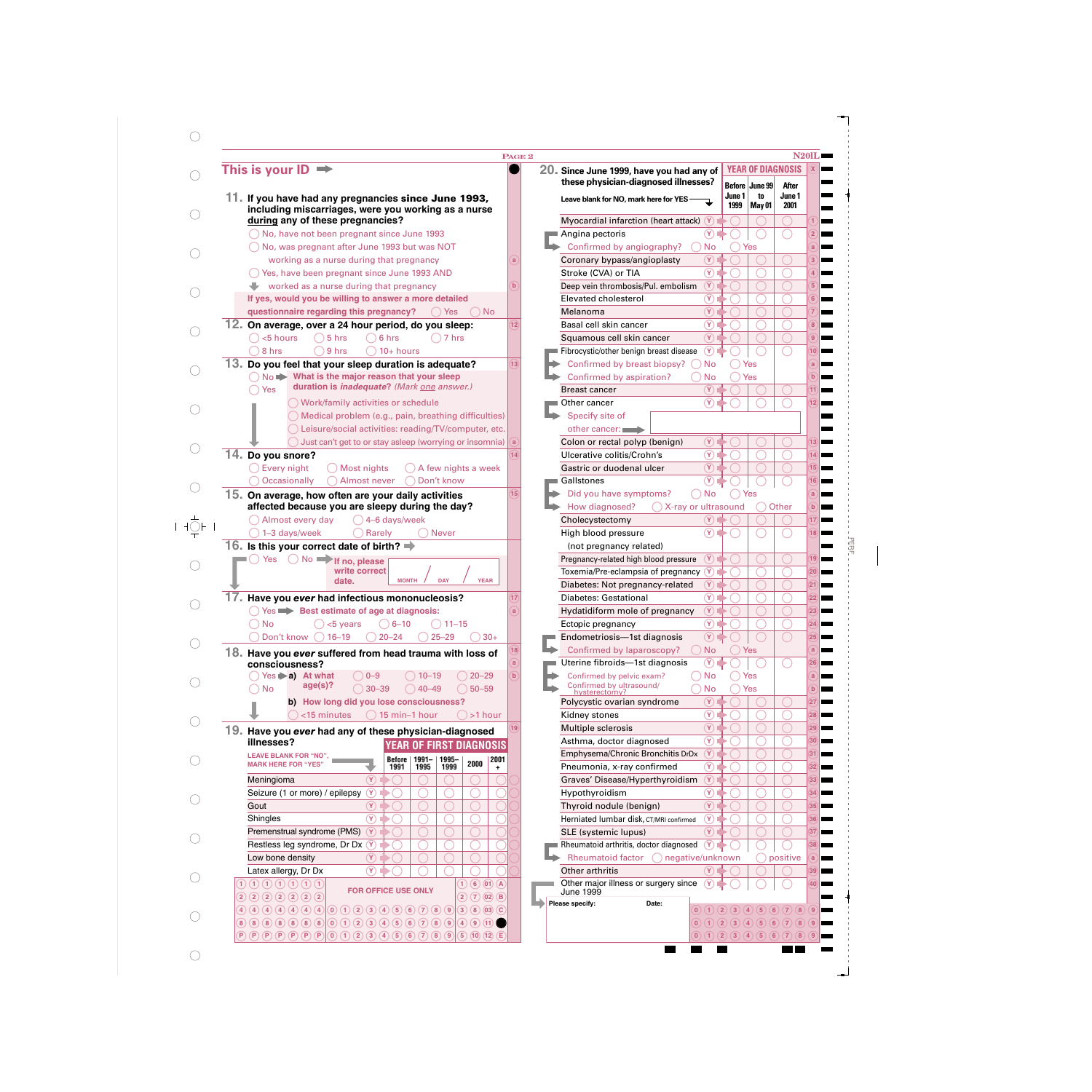**This is your ID**

11. **If you have had any pregnancies since June 1993, including miscarriages, were you working as a nurse during any of these pregnancies?**
- ◯ No, have not been pregnant since June 1993
- ◯ No, was pregnant after June 1993 but was NOT working as a nurse during that pregnancy
- ◯ Yes, have been pregnant since June 1993 AND worked as a nurse during that pregnancy

**If yes, would you be willing to answer a more detailed questionnaire regarding this pregnancy?** ◯ Yes ◯ No

12. **On average, over a 24 hour period, do you sleep:**
- ◯ <5 hours ◯ 5 hrs ◯ 6 hrs ◯ 7 hrs
- ◯ 8 hrs ◯ 9 hrs ◯ 10+ hours

13. **Do you feel that your sleep duration is adequate?**
- ◯ No ➡ **What is the major reason that your sleep duration is *inadequate*?** *(Mark one answer.)*
  - ◯ Work/family activities or schedule
  - ◯ Medical problem (e.g., pain, breathing difficulties)
  - ◯ Leisure/social activities: reading/TV/computer, etc.
  - ◯ Just can't get to or stay asleep (worrying or insomnia)
- ◯ Yes

14. **Do you snore?**
- ◯ Every night ◯ Most nights ◯ A few nights a week
- ◯ Occasionally ◯ Almost never ◯ Don't know

15. **On average, how often are your daily activities affected because you are sleepy during the day?**
- ◯ Almost every day ◯ 4–6 days/week
- ◯ 1–3 days/week ◯ Rarely ◯ Never

16. **Is this your correct date of birth?** ➡
- ◯ Yes
- ◯ No ➡ **If no, please write correct date.** MONTH / DAY / YEAR

17. **Have you *ever* had infectious mononucleosis?**
- ◯ Yes ➡ **Best estimate of age at diagnosis:**
  - ◯ <5 years ◯ 6–10 ◯ 11–15
  - ◯ 16–19 ◯ 20–24 ◯ 25–29 ◯ 30+
- ◯ No
- ◯ Don't know

18. **Have you *ever* suffered from head trauma with loss of consciousness?**
- ◯ Yes ➡ **a) At what age(s)?** ◯ 0–9 ◯ 10–19 ◯ 20–29 ◯ 30–39 ◯ 40–49 ◯ 50–59
  - **b) How long did you lose consciousness?** ◯ <15 minutes ◯ 15 min–1 hour ◯ >1 hour
- ◯ No

19. **Have you *ever* had any of these physician-diagnosed illnesses?**

LEAVE BLANK FOR "NO", MARK HERE FOR "YES"

| Illness | Yes | YEAR OF FIRST DIAGNOSIS: Before 1991 | 1991–1995 | 1995–1999 | 2000 | 2001+ |
|---|---|---|---|---|---|---|
| Meningioma | Ⓨ | ◯ | ◯ | ◯ | ◯ | ◯ |
| Seizure (1 or more) / epilepsy | Ⓨ | ◯ | ◯ | ◯ | ◯ | ◯ |
| Gout | Ⓨ | ◯ | ◯ | ◯ | ◯ | ◯ |
| Shingles | Ⓨ | ◯ | ◯ | ◯ | ◯ | ◯ |
| Premenstrual syndrome (PMS) | Ⓨ | ◯ | ◯ | ◯ | ◯ | ◯ |
| Restless leg syndrome, Dr Dx | Ⓨ | ◯ | ◯ | ◯ | ◯ | ◯ |
| Low bone density | Ⓨ | ◯ | ◯ | ◯ | ◯ | ◯ |
| Latex allergy, Dr Dx | Ⓨ | ◯ | ◯ | ◯ | ◯ | ◯ |

FOR OFFICE USE ONLY

20. **Since June 1999, have you had any of these physician-diagnosed illnesses?**

Leave blank for NO, mark here for YES

| Illness | Yes | YEAR OF DIAGNOSIS: Before June 1 1999 | June 99 to May 01 | After June 1 2001 |
|---|---|---|---|---|
| Myocardial infarction (heart attack) | Ⓨ | ◯ | ◯ | ◯ |
| Angina pectoris | Ⓨ | ◯ | ◯ | ◯ |
| Confirmed by angiography? ◯ No ◯ Yes | | | | |
| Coronary bypass/angioplasty | Ⓨ | ◯ | ◯ | ◯ |
| Stroke (CVA) or TIA | Ⓨ | ◯ | ◯ | ◯ |
| Deep vein thrombosis/Pul. embolism | Ⓨ | ◯ | ◯ | ◯ |
| Elevated cholesterol | Ⓨ | ◯ | ◯ | ◯ |
| Melanoma | Ⓨ | ◯ | ◯ | ◯ |
| Basal cell skin cancer | Ⓨ | ◯ | ◯ | ◯ |
| Squamous cell skin cancer | Ⓨ | ◯ | ◯ | ◯ |
| Fibrocystic/other benign breast disease | Ⓨ | ◯ | ◯ | ◯ |
| Confirmed by breast biopsy? ◯ No ◯ Yes | | | | |
| Confirmed by aspiration? ◯ No ◯ Yes | | | | |
| Breast cancer | Ⓨ | ◯ | ◯ | ◯ |
| Other cancer | Ⓨ | ◯ | ◯ | ◯ |
| Specify site of other cancer: ______ | | | | |
| Colon or rectal polyp (benign) | Ⓨ | ◯ | ◯ | ◯ |
| Ulcerative colitis/Crohn's | Ⓨ | ◯ | ◯ | ◯ |
| Gastric or duodenal ulcer | Ⓨ | ◯ | ◯ | ◯ |
| Gallstones | Ⓨ | ◯ | ◯ | ◯ |
| Did you have symptoms? ◯ No ◯ Yes | | | | |
| How diagnosed? ◯ X-ray or ultrasound ◯ Other | | | | |
| Cholecystectomy | Ⓨ | ◯ | ◯ | ◯ |
| High blood pressure (not pregnancy related) | Ⓨ | ◯ | ◯ | ◯ |
| Pregnancy-related high blood pressure | Ⓨ | ◯ | ◯ | ◯ |
| Toxemia/Pre-eclampsia of pregnancy | Ⓨ | ◯ | ◯ | ◯ |
| Diabetes: Not pregnancy-related | Ⓨ | ◯ | ◯ | ◯ |
| Diabetes: Gestational | Ⓨ | ◯ | ◯ | ◯ |
| Hydatidiform mole of pregnancy | Ⓨ | ◯ | ◯ | ◯ |
| Ectopic pregnancy | Ⓨ | ◯ | ◯ | ◯ |
| Endometriosis—1st diagnosis | Ⓨ | ◯ | ◯ | ◯ |
| Confirmed by laparoscopy? ◯ No ◯ Yes | | | | |
| Uterine fibroids—1st diagnosis | Ⓨ | ◯ | ◯ | ◯ |
| Confirmed by pelvic exam? ◯ No ◯ Yes | | | | |
| Confirmed by ultrasound/hysterectomy? ◯ No ◯ Yes | | | | |
| Polycystic ovarian syndrome | Ⓨ | ◯ | ◯ | ◯ |
| Kidney stones | Ⓨ | ◯ | ◯ | ◯ |
| Multiple sclerosis | Ⓨ | ◯ | ◯ | ◯ |
| Asthma, doctor diagnosed | Ⓨ | ◯ | ◯ | ◯ |
| Emphysema/Chronic Bronchitis DrDx | Ⓨ | ◯ | ◯ | ◯ |
| Pneumonia, x-ray confirmed | Ⓨ | ◯ | ◯ | ◯ |
| Graves' Disease/Hyperthyroidism | Ⓨ | ◯ | ◯ | ◯ |
| Hypothyroidism | Ⓨ | ◯ | ◯ | ◯ |
| Thyroid nodule (benign) | Ⓨ | ◯ | ◯ | ◯ |
| Herniated lumbar disk, CT/MRI confirmed | Ⓨ | ◯ | ◯ | ◯ |
| SLE (systemic lupus) | Ⓨ | ◯ | ◯ | ◯ |
| Rheumatoid arthritis, doctor diagnosed | Ⓨ | ◯ | ◯ | ◯ |
| Rheumatoid factor ◯ negative/unknown ◯ positive | | | | |
| Other arthritis | Ⓨ | ◯ | ◯ | ◯ |
| Other major illness or surgery since June 1999 | Ⓨ | ◯ | ◯ | ◯ |

Please specify: ______ Date: ______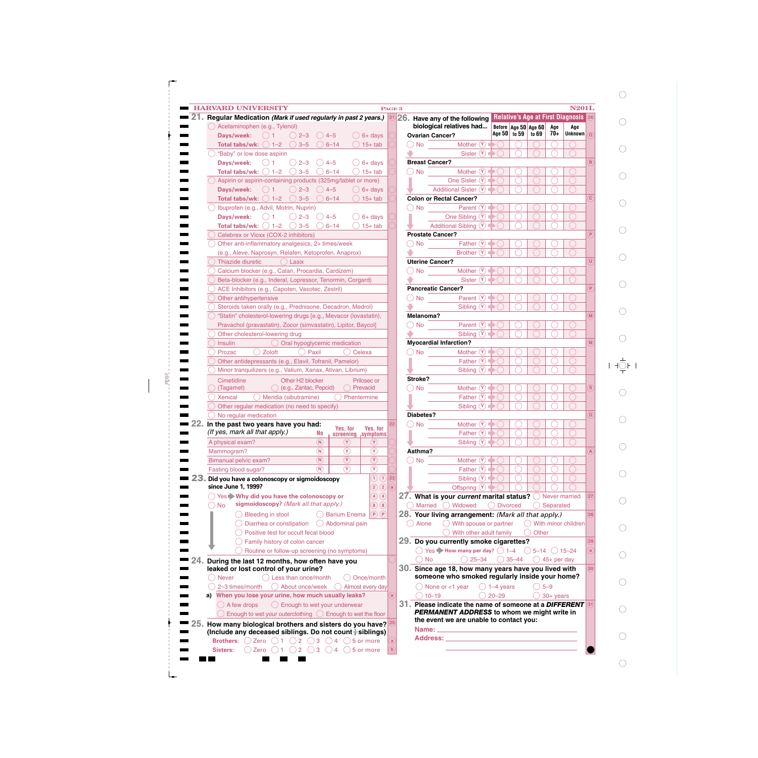HARVARD UNIVERSITY — N201L

## 21. Regular Medication *(Mark if used regularly in past 2 years.)*

- ◯ Acetaminophen (e.g., Tylenol)
  - **Days/week:** ◯ 1 ◯ 2–3 ◯ 4–5 ◯ 6+ days
  - **Total tabs/wk:** ◯ 1–2 ◯ 3–5 ◯ 6–14 ◯ 15+ tab
- ◯ "Baby" or low dose aspirin
  - **Days/week:** ◯ 1 ◯ 2–3 ◯ 4–5 ◯ 6+ days
  - **Total tabs/wk:** ◯ 1–2 ◯ 3–5 ◯ 6–14 ◯ 15+ tab
- ◯ Aspirin or aspirin-containing products (325mg/tablet or more)
  - **Days/week:** ◯ 1 ◯ 2–3 ◯ 4–5 ◯ 6+ days
  - **Total tabs/wk:** ◯ 1–2 ◯ 3–5 ◯ 6–14 ◯ 15+ tab
- ◯ Ibuprofen (e.g., Advil, Motrin, Nuprin)
  - **Days/week:** ◯ 1 ◯ 2–3 ◯ 4–5 ◯ 6+ days
  - **Total tabs/wk:** ◯ 1–2 ◯ 3–5 ◯ 6–14 ◯ 15+ tab
- ◯ Celebrex or Vioxx (COX-2 inhibitors)
- ◯ Other anti-inflammatory analgesics, 2+ times/week (e.g., Aleve, Naprosyn, Relafen, Ketoprofen, Anaprox)
- ◯ Thiazide diuretic ◯ Lasix
- ◯ Calcium blocker (e.g., Calan, Procardia, Cardizem)
- ◯ Beta-blocker (e.g., Inderal, Lopressor, Tenormin, Corgard)
- ◯ ACE Inhibitors (e.g., Capoten, Vasotec, Zestril)
- ◯ Other antihypertensive
- ◯ Steroids taken orally (e.g., Prednisone, Decadron, Medrol)
- ◯ "Statin" cholesterol-lowering drugs [e.g., Mevacor (lovastatin), Pravachol (pravastatin), Zocor (simvastatin), Lipitor, Baycol]
- ◯ Other cholesterol-lowering drug
- ◯ Insulin ◯ Oral hypoglycemic medication
- ◯ Prozac ◯ Zoloft ◯ Paxil ◯ Celexa
- ◯ Other antidepressants (e.g., Elavil, Tofranil, Pamelor)
- ◯ Minor tranquilizers (e.g., Valium, Xanax, Ativan, Librium)
- ◯ Cimetidine (Tagamet) ◯ Other H2 blocker (e.g., Zantac, Pepcid) ◯ Prilosec or Prevacid
- ◯ Xenical ◯ Meridia (sibutramine) ◯ Phentermine
- ◯ Other regular medication (no need to specify)
- ◯ No regular medication

## 22. In the past two years have you had:
*(If yes, mark all that apply.)*

| | No | Yes, for screening | Yes, for symptoms |
|---|---|---|---|
| A physical exam? | (N) | (Y) | (Y) |
| Mammogram? | (N) | (Y) | (Y) |
| Bimanual pelvic exam? | (N) | (Y) | (Y) |
| Fasting blood sugar? | (N) | (Y) | (Y) |

## 23. Did you have a colonoscopy or sigmoidoscopy since June 1, 1999?

- ◯ Yes ➡ **Why did you have the colonoscopy or sigmoidoscopy?** *(Mark all that apply.)*
  - ◯ Bleeding in stool ◯ Barium Enema
  - ◯ Diarrhea or constipation ◯ Abdominal pain
  - ◯ Positive test for occult fecal blood
  - ◯ Family history of colon cancer
  - ◯ Routine or follow-up screening (no symptoms)
- ◯ No

## 24. During the last 12 months, how often have you leaked or lost control of your urine?

◯ Never ◯ Less than once/month ◯ Once/month
◯ 2–3 times/month ◯ About once/week ◯ Almost every day

**a) When you lose your urine, how much usually leaks?**

◯ A few drops ◯ Enough to wet your underwear
◯ Enough to wet your outerclothing ◯ Enough to wet the floor

## 25. How many biological brothers and sisters do you have? (Include any deceased siblings. Do not count ½ siblings)

**Brothers:** ◯ Zero ◯ 1 ◯ 2 ◯ 3 ◯ 4 ◯ 5 or more
**Sisters:** ◯ Zero ◯ 1 ◯ 2 ◯ 3 ◯ 4 ◯ 5 or more

## 26. Have any of the following biological relatives had...

| | | Relative's Age at First Diagnosis: Before Age 50 | Age 50 to 59 | Age 60 to 69 | Age 70+ | Age Unknown |
|---|---|---|---|---|---|---|
| **Ovarian Cancer?** | | | | | | |
| ◯ No | Mother (Y) | ◯ | ◯ | ◯ | ◯ | ◯ |
| | Sister (Y) | ◯ | ◯ | ◯ | ◯ | ◯ |
| **Breast Cancer?** | | | | | | |
| ◯ No | Mother (Y) | ◯ | ◯ | ◯ | ◯ | ◯ |
| | One Sister (Y) | ◯ | ◯ | ◯ | ◯ | ◯ |
| | Additional Sister (Y) | ◯ | ◯ | ◯ | ◯ | ◯ |
| **Colon or Rectal Cancer?** | | | | | | |
| ◯ No | Parent (Y) | ◯ | ◯ | ◯ | ◯ | ◯ |
| | One Sibling (Y) | ◯ | ◯ | ◯ | ◯ | ◯ |
| | Additional Sibling (Y) | ◯ | ◯ | ◯ | ◯ | ◯ |
| **Prostate Cancer?** | | | | | | |
| ◯ No | Father (Y) | ◯ | ◯ | ◯ | ◯ | ◯ |
| | Brother (Y) | ◯ | ◯ | ◯ | ◯ | ◯ |
| **Uterine Cancer?** | | | | | | |
| ◯ No | Mother (Y) | ◯ | ◯ | ◯ | ◯ | ◯ |
| | Sister (Y) | ◯ | ◯ | ◯ | ◯ | ◯ |
| **Pancreatic Cancer?** | | | | | | |
| ◯ No | Parent (Y) | ◯ | ◯ | ◯ | ◯ | ◯ |
| | Sibling (Y) | ◯ | ◯ | ◯ | ◯ | ◯ |
| **Melanoma?** | | | | | | |
| ◯ No | Parent (Y) | ◯ | ◯ | ◯ | ◯ | ◯ |
| | Sibling (Y) | ◯ | ◯ | ◯ | ◯ | ◯ |
| **Myocardial Infarction?** | | | | | | |
| ◯ No | Mother (Y) | ◯ | ◯ | ◯ | ◯ | ◯ |
| | Father (Y) | ◯ | ◯ | ◯ | ◯ | ◯ |
| | Sibling (Y) | ◯ | ◯ | ◯ | ◯ | ◯ |
| **Stroke?** | | | | | | |
| ◯ No | Mother (Y) | ◯ | ◯ | ◯ | ◯ | ◯ |
| | Father (Y) | ◯ | ◯ | ◯ | ◯ | ◯ |
| | Sibling (Y) | ◯ | ◯ | ◯ | ◯ | ◯ |
| **Diabetes?** | | | | | | |
| ◯ No | Mother (Y) | ◯ | ◯ | ◯ | ◯ | ◯ |
| | Father (Y) | ◯ | ◯ | ◯ | ◯ | ◯ |
| | Sibling (Y) | ◯ | ◯ | ◯ | ◯ | ◯ |
| **Asthma?** | | | | | | |
| ◯ No | Mother (Y) | ◯ | ◯ | ◯ | ◯ | ◯ |
| | Father (Y) | ◯ | ◯ | ◯ | ◯ | ◯ |
| | Sibling (Y) | ◯ | ◯ | ◯ | ◯ | ◯ |
| | Offspring (Y) | ◯ | ◯ | ◯ | ◯ | ◯ |

## 27. What is your *current* marital status?

◯ Never married ◯ Married ◯ Widowed ◯ Divorced ◯ Separated

## 28. Your living arrangement: *(Mark all that apply.)*

◯ Alone ◯ With spouse or partner ◯ With minor children
◯ With other adult family ◯ Other

## 29. Do you currently smoke cigarettes?

◯ Yes ➡ **How many per day?** ◯ 1–4 ◯ 5–14 ◯ 15–24 ◯ 25–34 ◯ 35–44 ◯ 45+ per day
◯ No

## 30. Since age 18, how many years have you lived with someone who smoked regularly inside your home?

◯ None or <1 year ◯ 1–4 years ◯ 5–9 ◯ 10–19 ◯ 20–29 ◯ 30+ years

## 31. Please indicate the name of someone at a *DIFFERENT PERMANENT ADDRESS* to whom we might write in the event we are unable to contact you:

**Name:** ______________________

**Address:** ______________________

______________________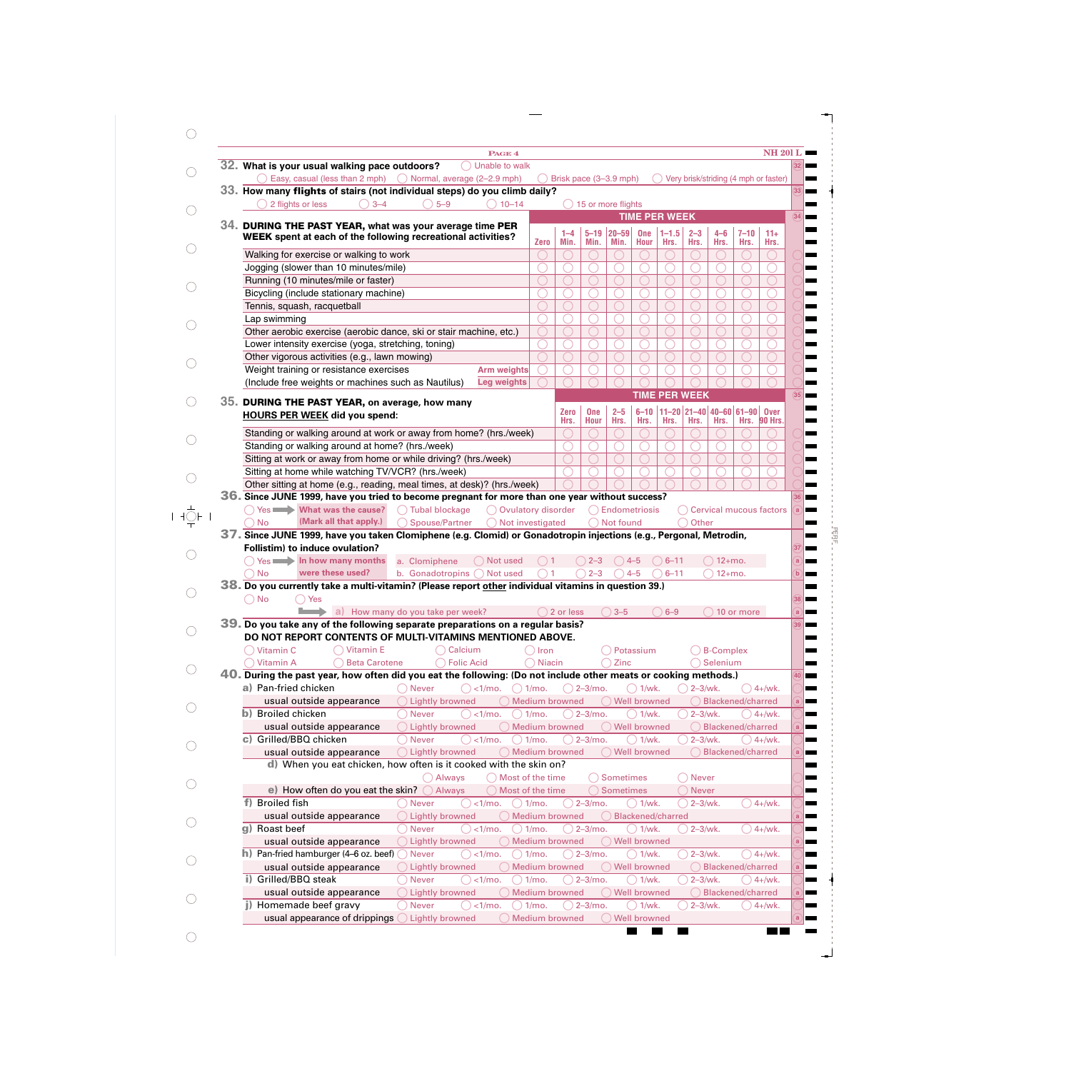**32. What is your usual walking pace outdoors?**

- ◯ Unable to walk
- ◯ Easy, casual (less than 2 mph)
- ◯ Normal, average (2–2.9 mph)
- ◯ Brisk pace (3–3.9 mph)
- ◯ Very brisk/striding (4 mph or faster)

**33. How many flights of stairs (not individual steps) do you climb daily?**

- ◯ 2 flights or less
- ◯ 3–4
- ◯ 5–9
- ◯ 10–14
- ◯ 15 or more flights

**34. DURING THE PAST YEAR, what was your average time PER WEEK spent at each of the following recreational activities?**

| | TIME PER WEEK | | | | | | | | | |
|---|---|---|---|---|---|---|---|---|---|---|
| | Zero | 1–4 Min. | 5–19 Min. | 20–59 Min. | One Hour | 1–1.5 Hrs. | 2–3 Hrs. | 4–6 Hrs. | 7–10 Hrs. | 11+ Hrs. |
| Walking for exercise or walking to work | ◯ | ◯ | ◯ | ◯ | ◯ | ◯ | ◯ | ◯ | ◯ | ◯ |
| Jogging (slower than 10 minutes/mile) | ◯ | ◯ | ◯ | ◯ | ◯ | ◯ | ◯ | ◯ | ◯ | ◯ |
| Running (10 minutes/mile or faster) | ◯ | ◯ | ◯ | ◯ | ◯ | ◯ | ◯ | ◯ | ◯ | ◯ |
| Bicycling (include stationary machine) | ◯ | ◯ | ◯ | ◯ | ◯ | ◯ | ◯ | ◯ | ◯ | ◯ |
| Tennis, squash, racquetball | ◯ | ◯ | ◯ | ◯ | ◯ | ◯ | ◯ | ◯ | ◯ | ◯ |
| Lap swimming | ◯ | ◯ | ◯ | ◯ | ◯ | ◯ | ◯ | ◯ | ◯ | ◯ |
| Other aerobic exercise (aerobic dance, ski or stair machine, etc.) | ◯ | ◯ | ◯ | ◯ | ◯ | ◯ | ◯ | ◯ | ◯ | ◯ |
| Lower intensity exercise (yoga, stretching, toning) | ◯ | ◯ | ◯ | ◯ | ◯ | ◯ | ◯ | ◯ | ◯ | ◯ |
| Other vigorous activities (e.g., lawn mowing) | ◯ | ◯ | ◯ | ◯ | ◯ | ◯ | ◯ | ◯ | ◯ | ◯ |
| Weight training or resistance exercises — Arm weights | ◯ | ◯ | ◯ | ◯ | ◯ | ◯ | ◯ | ◯ | ◯ | ◯ |
| (Include free weights or machines such as Nautilus) — Leg weights | ◯ | ◯ | ◯ | ◯ | ◯ | ◯ | ◯ | ◯ | ◯ | ◯ |

**35. DURING THE PAST YEAR, on average, how many HOURS PER WEEK did you spend:**

| | TIME PER WEEK | | | | | | | | |
|---|---|---|---|---|---|---|---|---|---|
| | Zero Hrs. | One Hour | 2–5 Hrs. | 6–10 Hrs. | 11–20 Hrs. | 21–40 Hrs. | 40–60 Hrs. | 61–90 Hrs. | Over 90 Hrs. |
| Standing or walking around at work or away from home? (hrs./week) | ◯ | ◯ | ◯ | ◯ | ◯ | ◯ | ◯ | ◯ | ◯ |
| Standing or walking around at home? (hrs./week) | ◯ | ◯ | ◯ | ◯ | ◯ | ◯ | ◯ | ◯ | ◯ |
| Sitting at work or away from home or while driving? (hrs./week) | ◯ | ◯ | ◯ | ◯ | ◯ | ◯ | ◯ | ◯ | ◯ |
| Sitting at home while watching TV/VCR? (hrs./week) | ◯ | ◯ | ◯ | ◯ | ◯ | ◯ | ◯ | ◯ | ◯ |
| Other sitting at home (e.g., reading, meal times, at desk)? (hrs./week) | ◯ | ◯ | ◯ | ◯ | ◯ | ◯ | ◯ | ◯ | ◯ |

**36. Since JUNE 1999, have you tried to become pregnant for more than one year without success?**

- ◯ Yes → **What was the cause? (Mark all that apply.)**
  - ◯ Tubal blockage
  - ◯ Ovulatory disorder
  - ◯ Endometriosis
  - ◯ Cervical mucous factors
  - ◯ Spouse/Partner
  - ◯ Not investigated
  - ◯ Not found
  - ◯ Other
- ◯ No

**37. Since JUNE 1999, have you taken Clomiphene (e.g. Clomid) or Gonadotropin injections (e.g., Pergonal, Metrodin, Follistim) to induce ovulation?**

- ◯ Yes → **In how many months were these used?**
  - a. Clomiphene: ◯ Not used ◯ 1 ◯ 2–3 ◯ 4–5 ◯ 6–11 ◯ 12+mo.
  - b. Gonadotropins: ◯ Not used ◯ 1 ◯ 2–3 ◯ 4–5 ◯ 6–11 ◯ 12+mo.
- ◯ No

**38. Do you currently take a multi-vitamin? (Please report other individual vitamins in question 39.)**

- ◯ No
- ◯ Yes → a) How many do you take per week? ◯ 2 or less ◯ 3–5 ◯ 6–9 ◯ 10 or more

**39. Do you take any of the following separate preparations on a regular basis? DO NOT REPORT CONTENTS OF MULTI-VITAMINS MENTIONED ABOVE.**

- ◯ Vitamin C
- ◯ Vitamin E
- ◯ Calcium
- ◯ Iron
- ◯ Potassium
- ◯ B-Complex
- ◯ Vitamin A
- ◯ Beta Carotene
- ◯ Folic Acid
- ◯ Niacin
- ◯ Zinc
- ◯ Selenium

**40. During the past year, how often did you eat the following: (Do not include other meats or cooking methods.)**

| Item | | | | | | | |
|---|---|---|---|---|---|---|---|
| a) Pan-fried chicken | ◯ Never | ◯ <1/mo. | ◯ 1/mo. | ◯ 2–3/mo. | ◯ 1/wk. | ◯ 2–3/wk. | ◯ 4+/wk. |
| usual outside appearance | ◯ Lightly browned | ◯ Medium browned | ◯ Well browned | ◯ Blackened/charred | | | |
| b) Broiled chicken | ◯ Never | ◯ <1/mo. | ◯ 1/mo. | ◯ 2–3/mo. | ◯ 1/wk. | ◯ 2–3/wk. | ◯ 4+/wk. |
| usual outside appearance | ◯ Lightly browned | ◯ Medium browned | ◯ Well browned | ◯ Blackened/charred | | | |
| c) Grilled/BBQ chicken | ◯ Never | ◯ <1/mo. | ◯ 1/mo. | ◯ 2–3/mo. | ◯ 1/wk. | ◯ 2–3/wk. | ◯ 4+/wk. |
| usual outside appearance | ◯ Lightly browned | ◯ Medium browned | ◯ Well browned | ◯ Blackened/charred | | | |
| d) When you eat chicken, how often is it cooked with the skin on? | ◯ Always | ◯ Most of the time | ◯ Sometimes | ◯ Never | | | |
| e) How often do you eat the skin? | ◯ Always | ◯ Most of the time | ◯ Sometimes | ◯ Never | | | |
| f) Broiled fish | ◯ Never | ◯ <1/mo. | ◯ 1/mo. | ◯ 2–3/mo. | ◯ 1/wk. | ◯ 2–3/wk. | ◯ 4+/wk. |
| usual outside appearance | ◯ Lightly browned | ◯ Medium browned | ◯ Blackened/charred | | | | |
| g) Roast beef | ◯ Never | ◯ <1/mo. | ◯ 1/mo. | ◯ 2–3/mo. | ◯ 1/wk. | ◯ 2–3/wk. | ◯ 4+/wk. |
| usual outside appearance | ◯ Lightly browned | ◯ Medium browned | ◯ Well browned | | | | |
| h) Pan-fried hamburger (4–6 oz. beef) | ◯ Never | ◯ <1/mo. | ◯ 1/mo. | ◯ 2–3/mo. | ◯ 1/wk. | ◯ 2–3/wk. | ◯ 4+/wk. |
| usual outside appearance | ◯ Lightly browned | ◯ Medium browned | ◯ Well browned | ◯ Blackened/charred | | | |
| i) Grilled/BBQ steak | ◯ Never | ◯ <1/mo. | ◯ 1/mo. | ◯ 2–3/mo. | ◯ 1/wk. | ◯ 2–3/wk. | ◯ 4+/wk. |
| usual outside appearance | ◯ Lightly browned | ◯ Medium browned | ◯ Well browned | ◯ Blackened/charred | | | |
| j) Homemade beef gravy | ◯ Never | ◯ <1/mo. | ◯ 1/mo. | ◯ 2–3/mo. | ◯ 1/wk. | ◯ 2–3/wk. | ◯ 4+/wk. |
| usual appearance of drippings | ◯ Lightly browned | ◯ Medium browned | ◯ Well browned | | | | |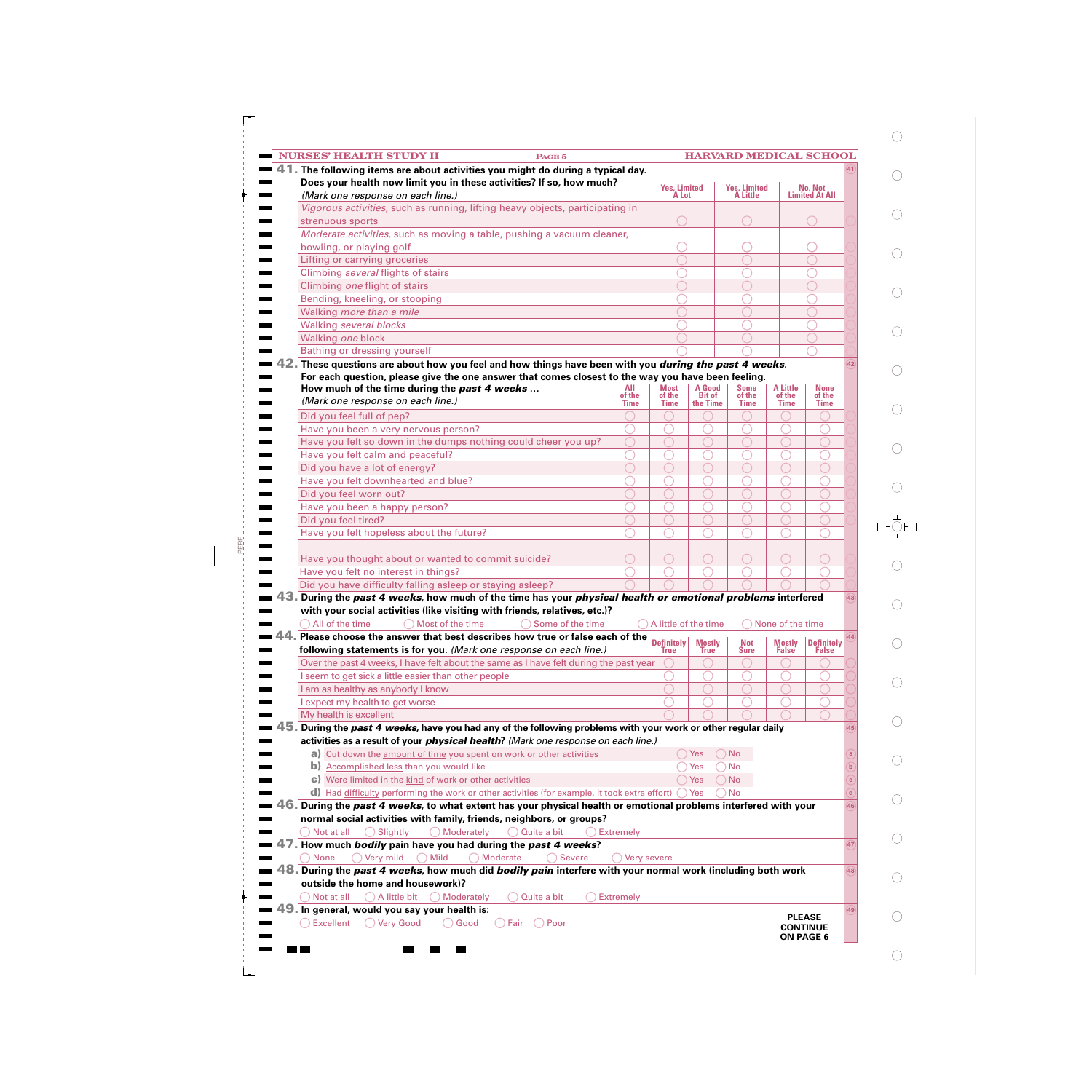**41.** The following items are about activities you might do during a typical day. Does your health now limit you in these activities? If so, how much? *(Mark one response on each line.)*

| | Yes, Limited A Lot | Yes, Limited A Little | No, Not Limited At All |
|---|---|---|---|
| *Vigorous activities*, such as running, lifting heavy objects, participating in strenuous sports | ◯ | ◯ | ◯ |
| *Moderate activities*, such as moving a table, pushing a vacuum cleaner, bowling, or playing golf | ◯ | ◯ | ◯ |
| Lifting or carrying groceries | ◯ | ◯ | ◯ |
| Climbing *several* flights of stairs | ◯ | ◯ | ◯ |
| Climbing *one* flight of stairs | ◯ | ◯ | ◯ |
| Bending, kneeling, or stooping | ◯ | ◯ | ◯ |
| Walking *more than a mile* | ◯ | ◯ | ◯ |
| Walking *several blocks* | ◯ | ◯ | ◯ |
| Walking *one* block | ◯ | ◯ | ◯ |
| Bathing or dressing yourself | ◯ | ◯ | ◯ |

**42.** These questions are about how you feel and how things have been with you ***during the past 4 weeks.*** For each question, please give the one answer that comes closest to the way you have been feeling.

| How much of the time during the ***past 4 weeks*** … *(Mark one response on each line.)* | All of the Time | Most of the Time | A Good Bit of the Time | Some of the Time | A Little of the Time | None of the Time |
|---|---|---|---|---|---|---|
| Did you feel full of pep? | ◯ | ◯ | ◯ | ◯ | ◯ | ◯ |
| Have you been a very nervous person? | ◯ | ◯ | ◯ | ◯ | ◯ | ◯ |
| Have you felt so down in the dumps nothing could cheer you up? | ◯ | ◯ | ◯ | ◯ | ◯ | ◯ |
| Have you felt calm and peaceful? | ◯ | ◯ | ◯ | ◯ | ◯ | ◯ |
| Did you have a lot of energy? | ◯ | ◯ | ◯ | ◯ | ◯ | ◯ |
| Have you felt downhearted and blue? | ◯ | ◯ | ◯ | ◯ | ◯ | ◯ |
| Did you feel worn out? | ◯ | ◯ | ◯ | ◯ | ◯ | ◯ |
| Have you been a happy person? | ◯ | ◯ | ◯ | ◯ | ◯ | ◯ |
| Did you feel tired? | ◯ | ◯ | ◯ | ◯ | ◯ | ◯ |
| Have you felt hopeless about the future? | ◯ | ◯ | ◯ | ◯ | ◯ | ◯ |
| Have you thought about or wanted to commit suicide? | ◯ | ◯ | ◯ | ◯ | ◯ | ◯ |
| Have you felt no interest in things? | ◯ | ◯ | ◯ | ◯ | ◯ | ◯ |
| Did you have difficulty falling asleep or staying asleep? | ◯ | ◯ | ◯ | ◯ | ◯ | ◯ |

**43.** During the ***past 4 weeks***, how much of the time has your ***physical health or emotional problems*** interfered with your social activities (like visiting with friends, relatives, etc.)?

◯ All of the time ◯ Most of the time ◯ Some of the time ◯ A little of the time ◯ None of the time

**44.** Please choose the answer that best describes how true or false each of the following statements is for you. *(Mark one response on each line.)*

| | Definitely True | Mostly True | Not Sure | Mostly False | Definitely False |
|---|---|---|---|---|---|
| Over the past 4 weeks, I have felt about the same as I have felt during the past year | ◯ | ◯ | ◯ | ◯ | ◯ |
| I seem to get sick a little easier than other people | ◯ | ◯ | ◯ | ◯ | ◯ |
| I am as healthy as anybody I know | ◯ | ◯ | ◯ | ◯ | ◯ |
| I expect my health to get worse | ◯ | ◯ | ◯ | ◯ | ◯ |
| My health is excellent | ◯ | ◯ | ◯ | ◯ | ◯ |

**45.** During the ***past 4 weeks***, have you had any of the following problems with your work or other regular daily activities as a result of your ***physical health***? *(Mark one response on each line.)*

- **a)** Cut down the amount of time you spent on work or other activities ◯ Yes ◯ No
- **b)** Accomplished less than you would like ◯ Yes ◯ No
- **c)** Were limited in the kind of work or other activities ◯ Yes ◯ No
- **d)** Had difficulty performing the work or other activities (for example, it took extra effort) ◯ Yes ◯ No

**46.** During the ***past 4 weeks***, to what extent has your physical health or emotional problems interfered with your normal social activities with family, friends, neighbors, or groups?

◯ Not at all ◯ Slightly ◯ Moderately ◯ Quite a bit ◯ Extremely

**47.** How much ***bodily*** pain have you had during the ***past 4 weeks***?

◯ None ◯ Very mild ◯ Mild ◯ Moderate ◯ Severe ◯ Very severe

**48.** During the ***past 4 weeks***, how much did ***bodily pain*** interfere with your normal work (including both work outside the home and housework)?

◯ Not at all ◯ A little bit ◯ Moderately ◯ Quite a bit ◯ Extremely

**49.** In general, would you say your health is:

◯ Excellent ◯ Very Good ◯ Good ◯ Fair ◯ Poor

**PLEASE CONTINUE ON PAGE 6**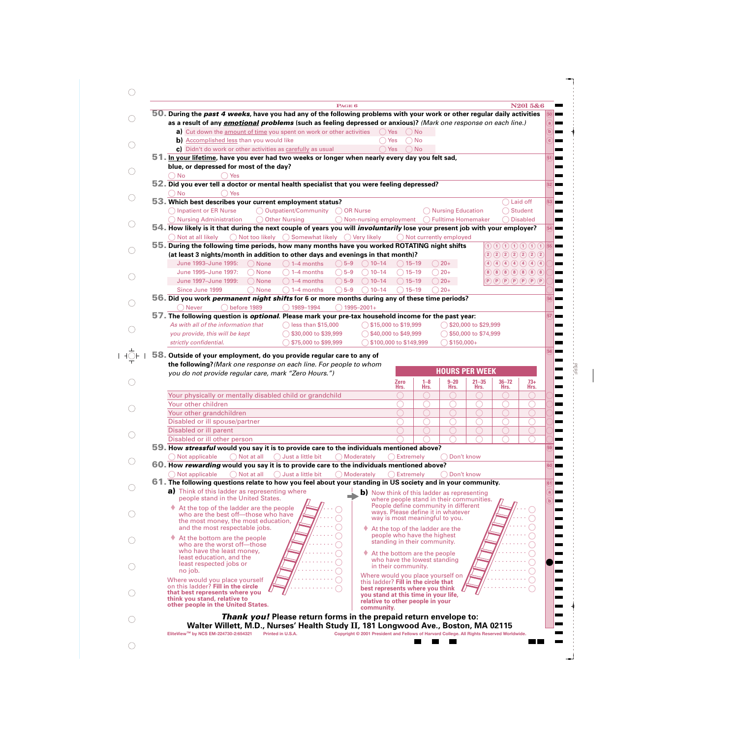**50.** During the ***past 4 weeks***, have you had any of the following problems with your work or other regular daily activities as a result of any ***emotional problems*** (such as feeling depressed or anxious)? *(Mark one response on each line.)*

- **a)** Cut down the amount of time you spent on work or other activities ◯ Yes ◯ No
- **b)** Accomplished less than you would like ◯ Yes ◯ No
- **c)** Didn't do work or other activities as carefully as usual ◯ Yes ◯ No

**51.** In your lifetime, have you ever had two weeks or longer when nearly every day you felt sad, blue, or depressed for most of the day?

◯ No ◯ Yes

**52.** Did you ever tell a doctor or mental health specialist that you were feeling depressed?

◯ No ◯ Yes

**53.** Which best describes your current employment status?

◯ Inpatient or ER Nurse ◯ Outpatient/Community ◯ OR Nurse ◯ Nursing Education ◯ Laid off ◯ Student
◯ Nursing Administration ◯ Other Nursing ◯ Non-nursing employment ◯ Fulltime Homemaker ◯ Disabled

**54.** How likely is it that during the next couple of years you will ***involuntarily*** lose your present job with your employer?

◯ Not at all likely ◯ Not too likely ◯ Somewhat likely ◯ Very likely ◯ Not currently employed

**55.** During the following time periods, how many months have you worked ROTATING night shifts (at least 3 nights/month in addition to other days and evenings in that month)?

| | | | | | | |
|---|---|---|---|---|---|---|
| June 1993–June 1995: | ◯ None | ◯ 1–4 months | ◯ 5–9 | ◯ 10–14 | ◯ 15–19 | ◯ 20+ |
| June 1995–June 1997: | ◯ None | ◯ 1–4 months | ◯ 5–9 | ◯ 10–14 | ◯ 15–19 | ◯ 20+ |
| June 1997–June 1999: | ◯ None | ◯ 1–4 months | ◯ 5–9 | ◯ 10–14 | ◯ 15–19 | ◯ 20+ |
| Since June 1999 | ◯ None | ◯ 1–4 months | ◯ 5–9 | ◯ 10–14 | ◯ 15–19 | ◯ 20+ |

**56.** Did you work ***permanent night shifts*** for 6 or more months during any of these time periods?

◯ Never ◯ before 1989 ◯ 1989–1994 ◯ 1995–2001+

**57.** The following question is ***optional***. Please mark your pre-tax household income for the past year:

*As with all of the information that you provide, this will be kept strictly confidential.*

◯ less than $15,000 ◯ $15,000 to $19,999 ◯ $20,000 to $29,999
◯ $30,000 to $39,999 ◯ $40,000 to $49,999 ◯ $50,000 to $74,999
◯ $75,000 to $99,999 ◯ $100,000 to $149,999 ◯ $150,000+

**58.** Outside of your employment, do you provide regular care to any of the following? *(Mark one response on each line. For people to whom you do not provide regular care, mark "Zero Hours.")*

| | HOURS PER WEEK | | | | | |
|---|---|---|---|---|---|---|
| | Zero Hrs. | 1–8 Hrs. | 9–20 Hrs. | 21–35 Hrs. | 36–72 Hrs. | 73+ Hrs. |
| Your physically or mentally disabled child or grandchild | ◯ | ◯ | ◯ | ◯ | ◯ | ◯ |
| Your other children | ◯ | ◯ | ◯ | ◯ | ◯ | ◯ |
| Your other grandchildren | ◯ | ◯ | ◯ | ◯ | ◯ | ◯ |
| Disabled or ill spouse/partner | ◯ | ◯ | ◯ | ◯ | ◯ | ◯ |
| Disabled or ill parent | ◯ | ◯ | ◯ | ◯ | ◯ | ◯ |
| Disabled or ill other person | ◯ | ◯ | ◯ | ◯ | ◯ | ◯ |

**59.** How ***stressful*** would you say it is to provide care to the individuals mentioned above?

◯ Not applicable ◯ Not at all ◯ Just a little bit ◯ Moderately ◯ Extremely ◯ Don't know

**60.** How ***rewarding*** would you say it is to provide care to the individuals mentioned above?

◯ Not applicable ◯ Not at all ◯ Just a little bit ◯ Moderately ◯ Extremely ◯ Don't know

**61.** The following questions relate to how you feel about your standing in US society and in your community.

**a)** Think of this ladder as representing where people stand in the United States.

- At the top of the ladder are the people who are the best off—those who have the most money, the most education, and the most respectable jobs.
- At the bottom are the people who are the worst off—those who have the least money, least education, and the least respected jobs or no job.

Where would you place yourself on this ladder? **Fill in the circle that best represents where you think you stand, relative to other people in the United States.**

**b)** Now think of this ladder as representing where people stand in their communities. People define community in different ways. Please define it in whatever way is most meaningful to you.

- At the top of the ladder are the people who have the highest standing in their community.
- At the bottom are the people who have the lowest standing in their community.

Where would you place yourself on this ladder? **Fill in the circle that best represents where you think you stand at this time in your life, relative to other people in your community.**

***Thank you!*** **Please return forms in the prepaid return envelope to:**
**Walter Willett, M.D., Nurses' Health Study II, 181 Longwood Ave., Boston, MA 02115**

EliteView™ by NCS EM-224730-2:654321 Printed in U.S.A. Copyright © 2001 President and Fellows of Harvard College. All Rights Reserved Worldwide.